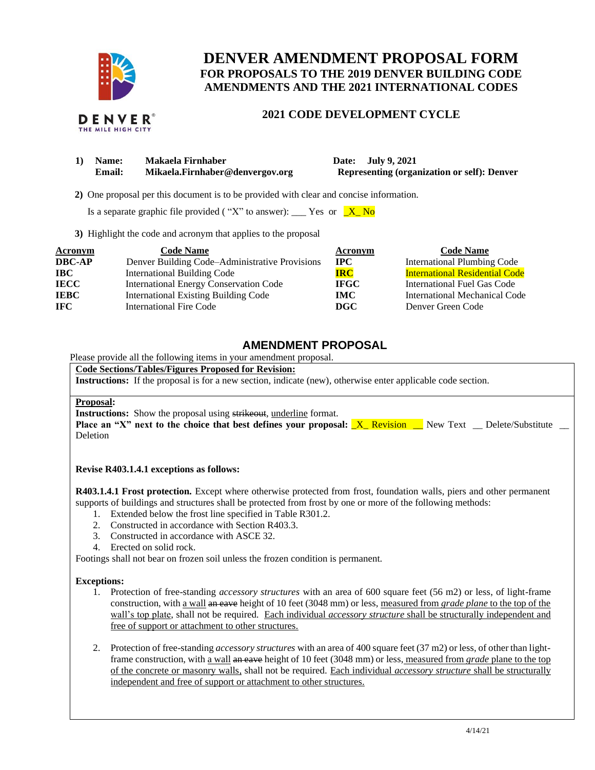# DENVER AMENDMENT PROPOSAL FORM
## FOR PROPOSALS TO THE 2019 DENVER BUILDING CODE AMENDMENTS AND THE 2021 INTERNATIONAL CODES

### 2021 CODE DEVELOPMENT CYCLE

**1) Name:** **Makaela Firnhaber** **Date: July 9, 2021**
**Email:** **Mikaela.Firnhaber@denvergov.org** **Representing (organization or self): Denver**

**2)** One proposal per this document is to be provided with clear and concise information.

Is a separate graphic file provided ( "X" to answer): ___ Yes or _X_ No

**3)** Highlight the code and acronym that applies to the proposal

| Acronym | Code Name | Acronym | Code Name |
|---|---|---|---|
| **DBC-AP** | Denver Building Code–Administrative Provisions | **IPC** | International Plumbing Code |
| **IBC** | International Building Code | **IRC** | International Residential Code |
| **IECC** | International Energy Conservation Code | **IFGC** | International Fuel Gas Code |
| **IEBC** | International Existing Building Code | **IMC** | International Mechanical Code |
| **IFC** | International Fire Code | **DGC** | Denver Green Code |

## AMENDMENT PROPOSAL

Please provide all the following items in your amendment proposal.

**Code Sections/Tables/Figures Proposed for Revision:**
**Instructions:** If the proposal is for a new section, indicate (new), otherwise enter applicable code section.

**Proposal:**
**Instructions:** Show the proposal using ~~strikeout~~, <u>underline</u> format.
**Place an "X" next to the choice that best defines your proposal:** _X_ Revision __ New Text __ Delete/Substitute __ Deletion

**Revise R403.1.4.1 exceptions as follows:**

**R403.1.4.1 Frost protection.** Except where otherwise protected from frost, foundation walls, piers and other permanent supports of buildings and structures shall be protected from frost by one or more of the following methods:

1. Extended below the frost line specified in Table R301.2.
2. Constructed in accordance with Section R403.3.
3. Constructed in accordance with ASCE 32.
4. Erected on solid rock.

Footings shall not bear on frozen soil unless the frozen condition is permanent.

**Exceptions:**

1. Protection of free-standing *accessory structures* with an area of 600 square feet (56 m2) or less, of light-frame construction, with <u>a wall</u> ~~an eave~~ height of 10 feet (3048 mm) or less, <u>measured from *grade plane* to the top of the wall's top plate</u>, shall not be required. <u>Each individual *accessory structure* shall be structurally independent and free of support or attachment to other structures.</u>

2. Protection of free-standing *accessory structures* with an area of 400 square feet (37 m2) or less, of other than light-frame construction, with <u>a wall</u> ~~an eave~~ height of 10 feet (3048 mm) or less, <u>measured from *grade* plane to the top of the concrete or masonry walls,</u> shall not be required. <u>Each individual *accessory structure* shall be structurally independent and free of support or attachment to other structures.</u>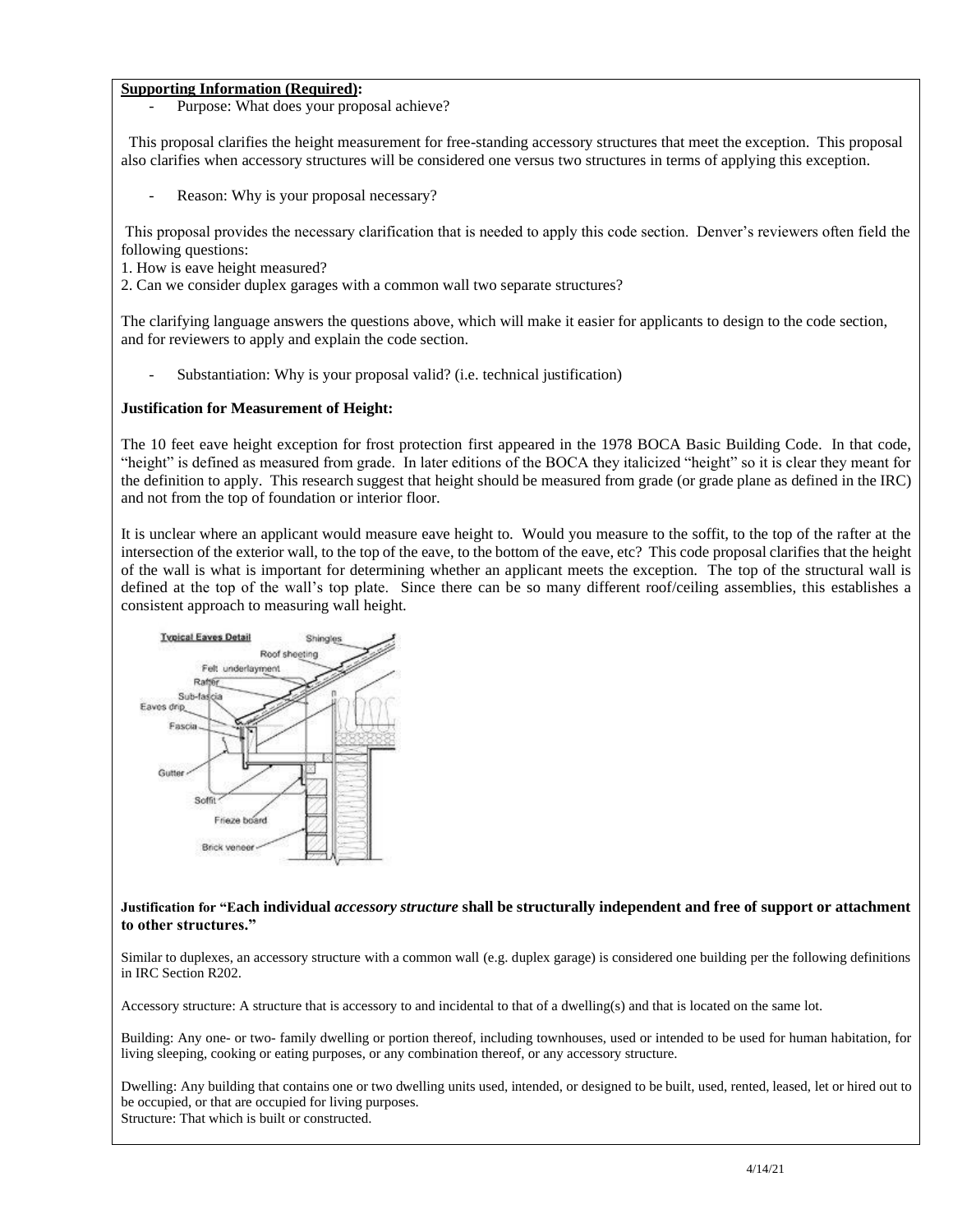**Supporting Information (Required):**

- Purpose: What does your proposal achieve?

This proposal clarifies the height measurement for free-standing accessory structures that meet the exception. This proposal also clarifies when accessory structures will be considered one versus two structures in terms of applying this exception.

- Reason: Why is your proposal necessary?

This proposal provides the necessary clarification that is needed to apply this code section. Denver's reviewers often field the following questions:

1. How is eave height measured?
2. Can we consider duplex garages with a common wall two separate structures?

The clarifying language answers the questions above, which will make it easier for applicants to design to the code section, and for reviewers to apply and explain the code section.

- Substantiation: Why is your proposal valid? (i.e. technical justification)

**Justification for Measurement of Height:**

The 10 feet eave height exception for frost protection first appeared in the 1978 BOCA Basic Building Code. In that code, "height" is defined as measured from grade. In later editions of the BOCA they italicized "height" so it is clear they meant for the definition to apply. This research suggest that height should be measured from grade (or grade plane as defined in the IRC) and not from the top of foundation or interior floor.

It is unclear where an applicant would measure eave height to. Would you measure to the soffit, to the top of the rafter at the intersection of the exterior wall, to the top of the eave, to the bottom of the eave, etc? This code proposal clarifies that the height of the wall is what is important for determining whether an applicant meets the exception. The top of the structural wall is defined at the top of the wall's top plate. Since there can be so many different roof/ceiling assemblies, this establishes a consistent approach to measuring wall height.

**Justification for "Each individual *accessory structure* shall be structurally independent and free of support or attachment to other structures."**

Similar to duplexes, an accessory structure with a common wall (e.g. duplex garage) is considered one building per the following definitions in IRC Section R202.

Accessory structure: A structure that is accessory to and incidental to that of a dwelling(s) and that is located on the same lot.

Building: Any one- or two- family dwelling or portion thereof, including townhouses, used or intended to be used for human habitation, for living sleeping, cooking or eating purposes, or any combination thereof, or any accessory structure.

Dwelling: Any building that contains one or two dwelling units used, intended, or designed to be built, used, rented, leased, let or hired out to be occupied, or that are occupied for living purposes.

Structure: That which is built or constructed.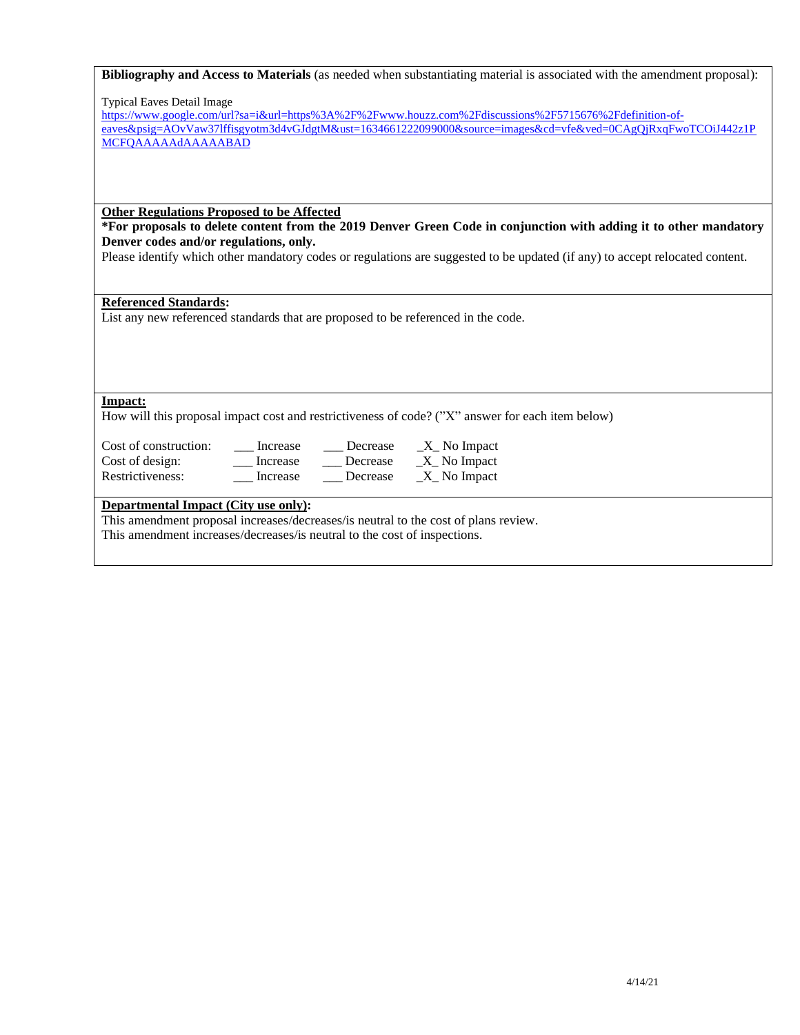**Bibliography and Access to Materials** (as needed when substantiating material is associated with the amendment proposal):

Typical Eaves Detail Image
https://www.google.com/url?sa=i&url=https%3A%2F%2Fwww.houzz.com%2Fdiscussions%2F5715676%2Fdefinition-of-eaves&psig=AOvVaw37lffisgyotm3d4vGJdgtM&ust=1634661222099000&source=images&cd=vfe&ved=0CAgQjRxqFwoTCOiJ442z1PMCFQAAAAAdAAAAABAD

**Other Regulations Proposed to be Affected**

**\*For proposals to delete content from the 2019 Denver Green Code in conjunction with adding it to other mandatory Denver codes and/or regulations, only.**

Please identify which other mandatory codes or regulations are suggested to be updated (if any) to accept relocated content.

**Referenced Standards:**

List any new referenced standards that are proposed to be referenced in the code.

**Impact:**

How will this proposal impact cost and restrictiveness of code? ("X" answer for each item below)

Cost of construction: ___ Increase ___ Decrease _X_ No Impact
Cost of design: ___ Increase ___ Decrease _X_ No Impact
Restrictiveness: ___ Increase ___ Decrease _X_ No Impact

**Departmental Impact (City use only):**

This amendment proposal increases/decreases/is neutral to the cost of plans review.
This amendment increases/decreases/is neutral to the cost of inspections.

4/14/21